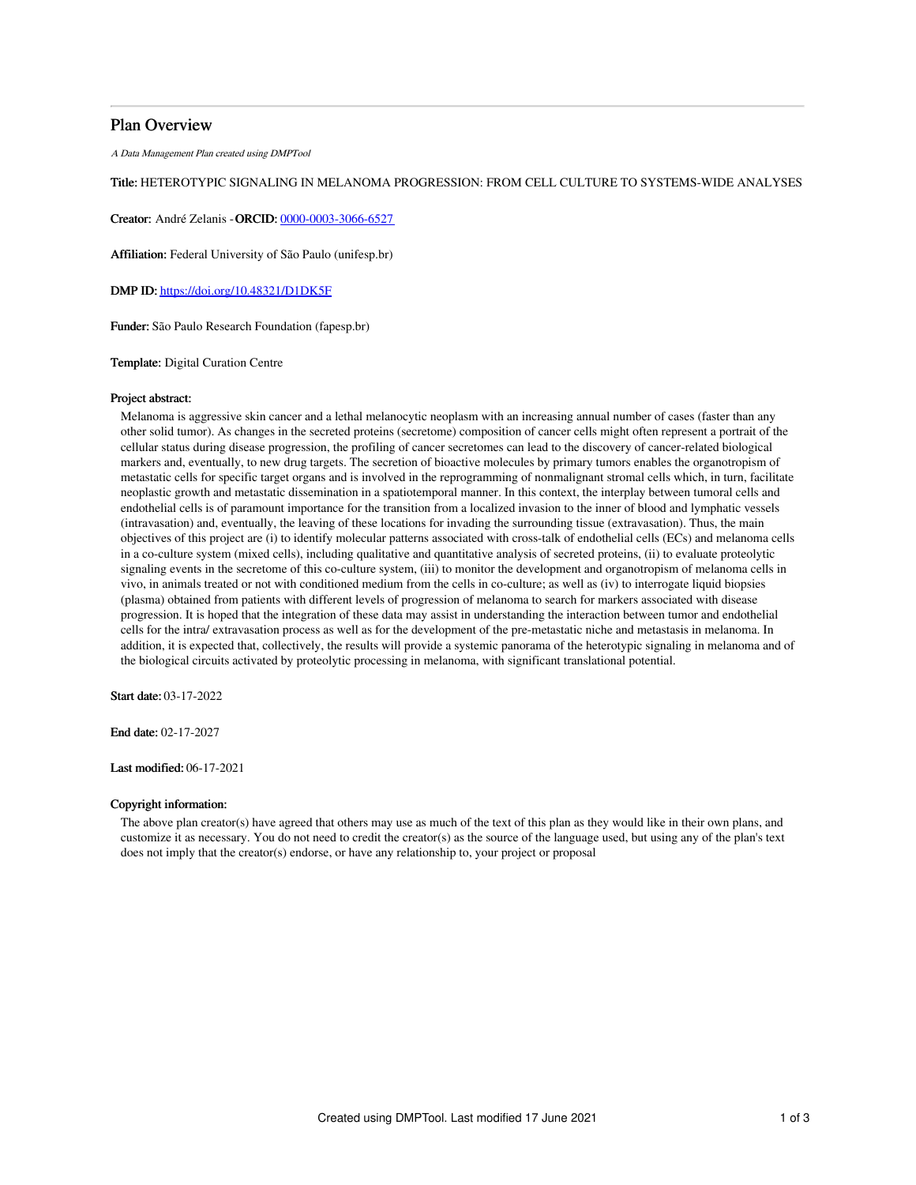# Plan Overview

*A Data Management Plan created using DMPTool*

**Title:** HETEROTYPIC SIGNALING IN MELANOMA PROGRESSION: FROM CELL CULTURE TO SYSTEMS-WIDE ANALYSES

**Creator:** André Zelanis -**ORCID:** [0000-0003-3066-6527](https://orcid.org/0000-0003-3066-6527)

**Affiliation:** Federal University of São Paulo (unifesp.br)

**DMP ID:** [https://doi.org/10.48321/D1DK5F](https://doi.org/10.48321/D1DK5F)

**Funder:** São Paulo Research Foundation (fapesp.br)

**Template:** Digital Curation Centre

**Project abstract:**

Melanoma is aggressive skin cancer and a lethal melanocytic neoplasm with an increasing annual number of cases (faster than any other solid tumor). As changes in the secreted proteins (secretome) composition of cancer cells might often represent a portrait of the cellular status during disease progression, the profiling of cancer secretomes can lead to the discovery of cancer-related biological markers and, eventually, to new drug targets. The secretion of bioactive molecules by primary tumors enables the organotropism of metastatic cells for specific target organs and is involved in the reprogramming of nonmalignant stromal cells which, in turn, facilitate neoplastic growth and metastatic dissemination in a spatiotemporal manner. In this context, the interplay between tumoral cells and endothelial cells is of paramount importance for the transition from a localized invasion to the inner of blood and lymphatic vessels (intravasation) and, eventually, the leaving of these locations for invading the surrounding tissue (extravasation). Thus, the main objectives of this project are (i) to identify molecular patterns associated with cross-talk of endothelial cells (ECs) and melanoma cells in a co-culture system (mixed cells), including qualitative and quantitative analysis of secreted proteins, (ii) to evaluate proteolytic signaling events in the secretome of this co-culture system, (iii) to monitor the development and organotropism of melanoma cells in vivo, in animals treated or not with conditioned medium from the cells in co-culture; as well as (iv) to interrogate liquid biopsies (plasma) obtained from patients with different levels of progression of melanoma to search for markers associated with disease progression. It is hoped that the integration of these data may assist in understanding the interaction between tumor and endothelial cells for the intra/ extravasation process as well as for the development of the pre-metastatic niche and metastasis in melanoma. In addition, it is expected that, collectively, the results will provide a systemic panorama of the heterotypic signaling in melanoma and of the biological circuits activated by proteolytic processing in melanoma, with significant translational potential.

**Start date:** 03-17-2022

**End date:** 02-17-2027

**Last modified:** 06-17-2021

**Copyright information:**

The above plan creator(s) have agreed that others may use as much of the text of this plan as they would like in their own plans, and customize it as necessary. You do not need to credit the creator(s) as the source of the language used, but using any of the plan's text does not imply that the creator(s) endorse, or have any relationship to, your project or proposal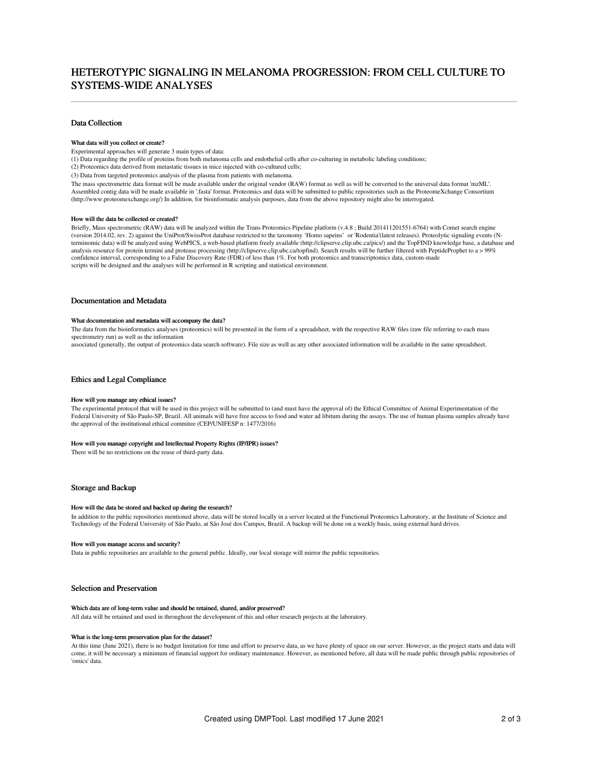# HETEROTYPIC SIGNALING IN MELANOMA PROGRESSION: FROM CELL CULTURE TO SYSTEMS-WIDE ANALYSES

## Data Collection

### What data will you collect or create?

Experimental approaches will generate 3 main types of data:

(1) Data regarding the profile of proteins from both melanoma cells and endothelial cells after co-culturing in metabolic labeling conditions;

(2) Proteomics data derived from metastatic tissues in mice injected with co-cultured cells;

(3) Data from targeted proteomics analysis of the plasma from patients with melanoma.

The mass spectrometric data format will be made available under the original vendor (RAW) format as well as will be converted to the universal data format 'mzML'. Assembled contig data will be made available in '.fasta' format. Proteomics and data will be submitted to public repositories such as the ProteomeXchange Consortium (http://www.proteomexchange.org/) In addition, for bioinformatic analysis purposes, data from the above repository might also be interrogated.

### How will the data be collected or created?

Briefly, Mass spectrometric (RAW) data will be analyzed within the Trans Proteomics Pipeline platform (v.4.8 ; Build 201411201551-6764) with Comet search engine (version 2014.02, rev. 2) against the UniProt/SwissProt database restricted to the taxonomy 'Homo sapeins' or 'Rodentia'(latest releases). Proteolytic signaling events (N-terminomic data) will be analyzed using WebPICS, a web-based platform freely available (http://clipserve.clip.ubc.ca/pics/) and the TopFIND knowledge base, a database and analysis resource for protein termini and protease processing (http://clipserve.clip.ubc.ca/topfind). Search results will be further filtered with PeptideProphet to a > 99% confidence interval, corresponding to a False Discovery Rate (FDR) of less than 1%. For both proteomics and transcriptomics data, custom-made scripts will be designed and the analyses will be performed in R scripting and statistical environment.

## Documentation and Metadata

### What documentation and metadata will accompany the data?

The data from the bioinformatics analyses (proteomics) will be presented in the form of a spreadsheet, with the respective RAW files (raw file referring to each mass spectrometry run) as well as the information associated (generally, the output of proteomics data search software). File size as well as any other associated information will be available in the same spreadsheet.

## Ethics and Legal Compliance

### How will you manage any ethical issues?

The experimental protocol that will be used in this project will be submitted to (and must have the approval of) the Ethical Committee of Animal Experimentation of the Federal University of São Paulo-SP, Brazil. All animals will have free access to food and water ad libitum during the assays. The use of human plasma samples already have the approval of the institutional ethical commitee (CEP/UNIFESP n: 1477/2016)

### How will you manage copyright and Intellectual Property Rights (IP/IPR) issues?

There will be no restrictions on the reuse of third-party data.

## Storage and Backup

### How will the data be stored and backed up during the research?

In addition to the public repositories mentioned above, data will be stored locally in a server located at the Functional Proteomics Laboratory, at the Institute of Science and Technology of the Federal University of São Paulo, at São José dos Campos, Brazil. A backup will be done on a weekly basis, using external hard drives.

### How will you manage access and security?

Data in public repositories are available to the general public. Ideally, our local storage will mirror the public repositories.

## Selection and Preservation

### Which data are of long-term value and should be retained, shared, and/or preserved?

All data will be retained and used in throughout the development of this and other research projects at the laboratory.

### What is the long-term preservation plan for the dataset?

At this time (June 2021), there is no budget limitation for time and effort to preserve data, as we have plenty of space on our server. However, as the project starts and data will come, it will be necessary a minimum of financial support for ordinary maintenance. However, as mentioned before, all data will be made public through public repositories of 'omics' data.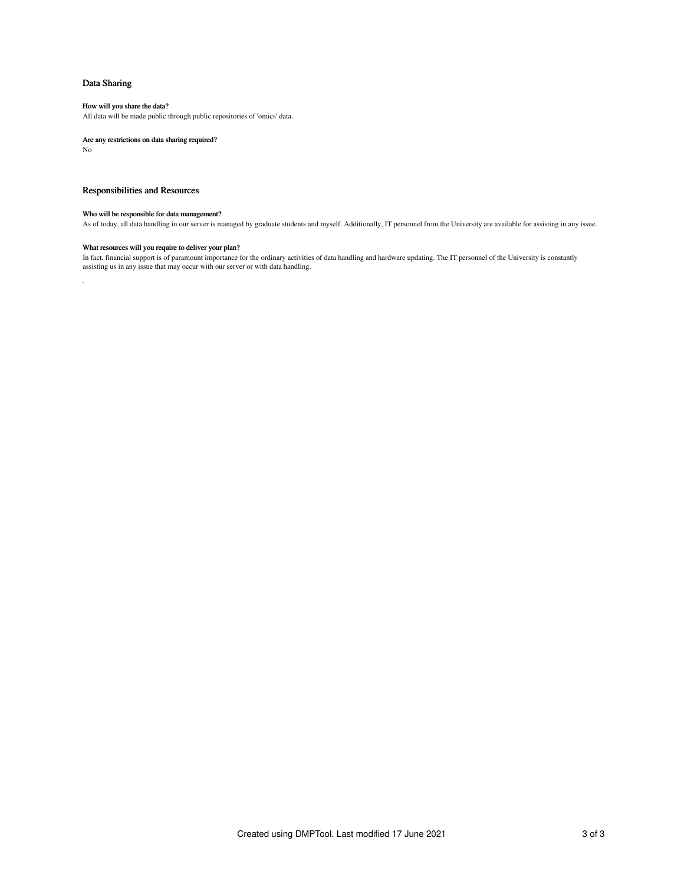## Data Sharing

**How will you share the data?**

All data will be made public through public repositories of 'omics' data.

**Are any restrictions on data sharing required?**

No

## Responsibilities and Resources

**Who will be responsible for data management?**

As of today, all data handling in our server is managed by graduate students and myself. Additionally, IT personnel from the University are available for assisting in any issue.

**What resources will you require to deliver your plan?**

In fact, financial support is of paramount importance for the ordinary activities of data handling and hardware updating. The IT personnel of the University is constantly assisting us in any issue that may occur with our server or with data handling.